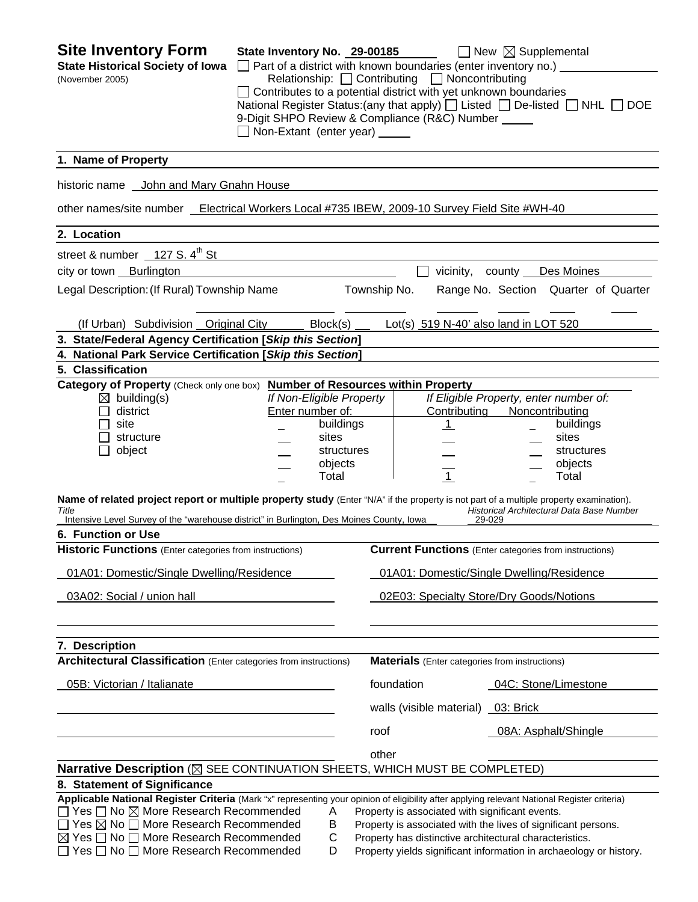# Site Inventory Form

**State Historical Society of Iowa**
(November 2005)

**State Inventory No.** 29-00185 ☐ New ☒ Supplemental

☐ Part of a district with known boundaries (enter inventory no.)

Relationship: ☐ Contributing ☐ Noncontributing

☐ Contributes to a potential district with yet unknown boundaries

National Register Status:(any that apply) ☐ Listed ☐ De-listed ☐ NHL ☐ DOE

9-Digit SHPO Review & Compliance (R&C) Number

☐ Non-Extant (enter year)

## 1. Name of Property

historic name John and Mary Gnahn House

other names/site number Electrical Workers Local #735 IBEW, 2009-10 Survey Field Site #WH-40

## 2. Location

street & number 127 S. 4th St

city or town Burlington ☐ vicinity, county Des Moines

Legal Description: (If Rural) Township Name | Township No. | Range No. | Section | Quarter of Quarter

(If Urban) Subdivision Original City Block(s) Lot(s) 519 N-40' also land in LOT 520

## 3. State/Federal Agency Certification [*Skip this Section*]

## 4. National Park Service Certification [*Skip this Section*]

## 5. Classification

**Category of Property** (Check only one box)

- ☒ building(s)
- ☐ district
- ☐ site
- ☐ structure
- ☐ object

**Number of Resources within Property**

| If Non-Eligible Property Enter number of: | | If Eligible Property, enter number of: Contributing | Noncontributing | |
|---|---|---|---|---|
| | buildings | 1 | | buildings |
| | sites | | | sites |
| | structures | | | structures |
| | objects | | | objects |
| | Total | 1 | | Total |

**Name of related project report or multiple property study** (Enter "N/A" if the property is not part of a multiple property examination).

| *Title* | *Historical Architectural Data Base Number* |
|---|---|
| Intensive Level Survey of the "warehouse district" in Burlington, Des Moines County, Iowa | 29-029 |

## 6. Function or Use

| **Historic Functions** (Enter categories from instructions) | **Current Functions** (Enter categories from instructions) |
|---|---|
| 01A01: Domestic/Single Dwelling/Residence | 01A01: Domestic/Single Dwelling/Residence |
| 03A02: Social / union hall | 02E03: Specialty Store/Dry Goods/Notions |

## 7. Description

**Architectural Classification** (Enter categories from instructions)

05B: Victorian / Italianate

**Materials** (Enter categories from instructions)

| | |
|---|---|
| foundation | 04C: Stone/Limestone |
| walls (visible material) | 03: Brick |
| roof | 08A: Asphalt/Shingle |
| other | |

**Narrative Description** (☒ SEE CONTINUATION SHEETS, WHICH MUST BE COMPLETED)

## 8. Statement of Significance

**Applicable National Register Criteria** (Mark "x" representing your opinion of eligibility after applying relevant National Register criteria)

- ☐ Yes ☐ No ☒ More Research Recommended — A Property is associated with significant events.
- ☐ Yes ☒ No ☐ More Research Recommended — B Property is associated with the lives of significant persons.
- ☒ Yes ☐ No ☐ More Research Recommended — C Property has distinctive architectural characteristics.
- ☐ Yes ☐ No ☐ More Research Recommended — D Property yields significant information in archaeology or history.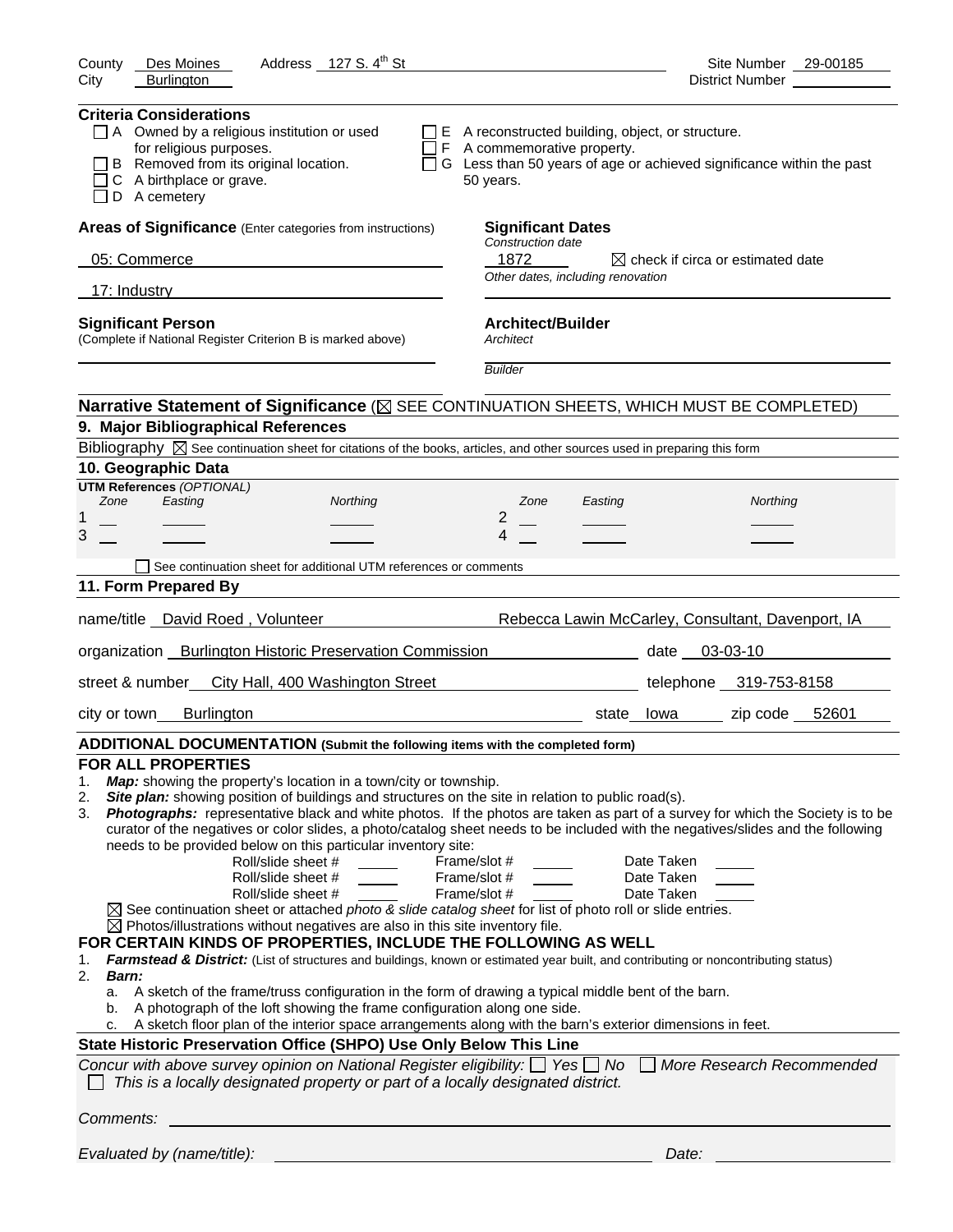County Des Moines Address 127 S. 4th St Site Number 29-00185
City Burlington District Number

**Criteria Considerations**

- ☐ A Owned by a religious institution or used for religious purposes.
- ☐ B Removed from its original location.
- ☐ C A birthplace or grave.
- ☐ D A cemetery
- ☐ E A reconstructed building, object, or structure.
- ☐ F A commemorative property.
- ☐ G Less than 50 years of age or achieved significance within the past 50 years.

**Areas of Significance** (Enter categories from instructions)

05: Commerce

17: Industry

**Significant Dates**

*Construction date*

1872 ☒ check if circa or estimated date

*Other dates, including renovation*

**Significant Person**
(Complete if National Register Criterion B is marked above)

**Architect/Builder**

*Architect*

*Builder*

**Narrative Statement of Significance** (☒ SEE CONTINUATION SHEETS, WHICH MUST BE COMPLETED)

## 9. Major Bibliographical References

Bibliography ☒ See continuation sheet for citations of the books, articles, and other sources used in preparing this form

## 10. Geographic Data

**UTM References** *(OPTIONAL)*

| | Zone | Easting | Northing | | Zone | Easting | Northing |
|---|---|---|---|---|---|---|---|
| 1 | | | | 2 | | | |
| 3 | | | | 4 | | | |

☐ See continuation sheet for additional UTM references or comments

## 11. Form Prepared By

name/title David Roed , Volunteer Rebecca Lawin McCarley, Consultant, Davenport, IA

organization Burlington Historic Preservation Commission date 03-03-10

street & number City Hall, 400 Washington Street telephone 319-753-8158

city or town Burlington state Iowa zip code 52601

**ADDITIONAL DOCUMENTATION (Submit the following items with the completed form)**

**FOR ALL PROPERTIES**

1. ***Map:*** showing the property's location in a town/city or township.
2. ***Site plan:*** showing position of buildings and structures on the site in relation to public road(s).
3. ***Photographs:*** representative black and white photos. If the photos are taken as part of a survey for which the Society is to be curator of the negatives or color slides, a photo/catalog sheet needs to be included with the negatives/slides and the following needs to be provided below on this particular inventory site:

Roll/slide sheet # ____ Frame/slot # ____ Date Taken ____
Roll/slide sheet # ____ Frame/slot # ____ Date Taken ____
Roll/slide sheet # ____ Frame/slot # ____ Date Taken ____

☒ See continuation sheet or attached *photo & slide catalog sheet* for list of photo roll or slide entries.
☒ Photos/illustrations without negatives are also in this site inventory file.

**FOR CERTAIN KINDS OF PROPERTIES, INCLUDE THE FOLLOWING AS WELL**

1. ***Farmstead & District:*** (List of structures and buildings, known or estimated year built, and contributing or noncontributing status)
2. ***Barn:***
   a. A sketch of the frame/truss configuration in the form of drawing a typical middle bent of the barn.
   b. A photograph of the loft showing the frame configuration along one side.
   c. A sketch floor plan of the interior space arrangements along with the barn's exterior dimensions in feet.

**State Historic Preservation Office (SHPO) Use Only Below This Line**

*Concur with above survey opinion on National Register eligibility:* ☐ *Yes* ☐ *No* ☐ *More Research Recommended*
☐ *This is a locally designated property or part of a locally designated district.*

*Comments:*

*Evaluated by (name/title):* *Date:*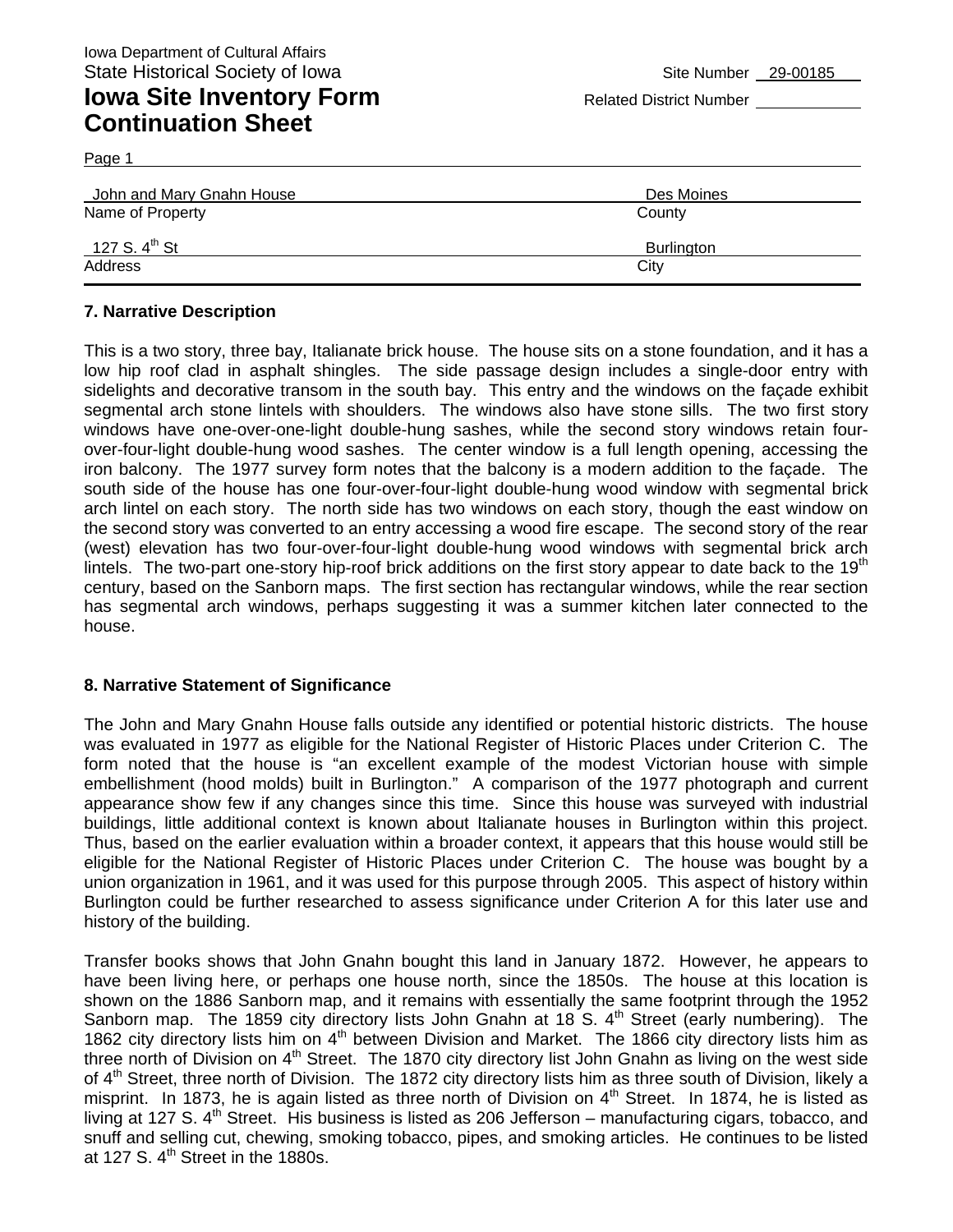Iowa Department of Cultural Affairs
State Historical Society of Iowa

Site Number 29-00185

# Iowa Site Inventory Form Continuation Sheet

Related District Number

| | |
|---|---|
| John and Mary Gnahn House | Des Moines |
| Name of Property | County |
| 127 S. 4th St | Burlington |
| Address | City |

## 7. Narrative Description

This is a two story, three bay, Italianate brick house. The house sits on a stone foundation, and it has a low hip roof clad in asphalt shingles. The side passage design includes a single-door entry with sidelights and decorative transom in the south bay. This entry and the windows on the façade exhibit segmental arch stone lintels with shoulders. The windows also have stone sills. The two first story windows have one-over-one-light double-hung sashes, while the second story windows retain four-over-four-light double-hung wood sashes. The center window is a full length opening, accessing the iron balcony. The 1977 survey form notes that the balcony is a modern addition to the façade. The south side of the house has one four-over-four-light double-hung wood window with segmental brick arch lintel on each story. The north side has two windows on each story, though the east window on the second story was converted to an entry accessing a wood fire escape. The second story of the rear (west) elevation has two four-over-four-light double-hung wood windows with segmental brick arch lintels. The two-part one-story hip-roof brick additions on the first story appear to date back to the 19th century, based on the Sanborn maps. The first section has rectangular windows, while the rear section has segmental arch windows, perhaps suggesting it was a summer kitchen later connected to the house.

## 8. Narrative Statement of Significance

The John and Mary Gnahn House falls outside any identified or potential historic districts. The house was evaluated in 1977 as eligible for the National Register of Historic Places under Criterion C. The form noted that the house is "an excellent example of the modest Victorian house with simple embellishment (hood molds) built in Burlington." A comparison of the 1977 photograph and current appearance show few if any changes since this time. Since this house was surveyed with industrial buildings, little additional context is known about Italianate houses in Burlington within this project. Thus, based on the earlier evaluation within a broader context, it appears that this house would still be eligible for the National Register of Historic Places under Criterion C. The house was bought by a union organization in 1961, and it was used for this purpose through 2005. This aspect of history within Burlington could be further researched to assess significance under Criterion A for this later use and history of the building.

Transfer books shows that John Gnahn bought this land in January 1872. However, he appears to have been living here, or perhaps one house north, since the 1850s. The house at this location is shown on the 1886 Sanborn map, and it remains with essentially the same footprint through the 1952 Sanborn map. The 1859 city directory lists John Gnahn at 18 S. 4th Street (early numbering). The 1862 city directory lists him on 4th between Division and Market. The 1866 city directory lists him as three north of Division on 4th Street. The 1870 city directory list John Gnahn as living on the west side of 4th Street, three north of Division. The 1872 city directory lists him as three south of Division, likely a misprint. In 1873, he is again listed as three north of Division on 4th Street. In 1874, he is listed as living at 127 S. 4th Street. His business is listed as 206 Jefferson – manufacturing cigars, tobacco, and snuff and selling cut, chewing, smoking tobacco, pipes, and smoking articles. He continues to be listed at 127 S. 4th Street in the 1880s.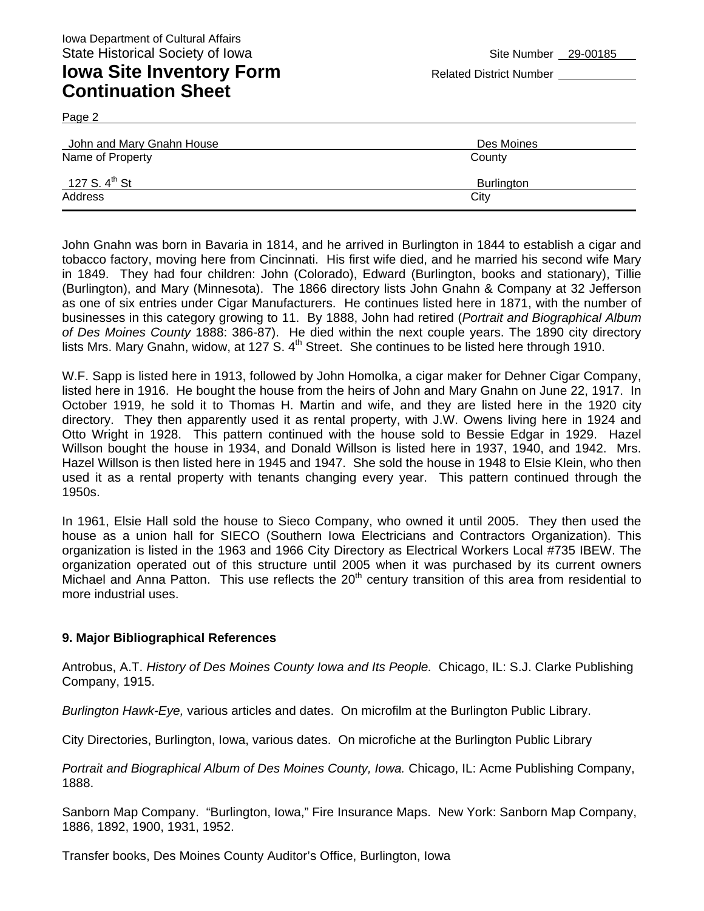Iowa Department of Cultural Affairs
State Historical Society of Iowa

# Iowa Site Inventory Form Continuation Sheet

Site Number 29-00185
Related District Number

Page 2

| John and Mary Gnahn House | Des Moines |
|---|---|
| Name of Property | County |
| 127 S. 4th St | Burlington |
| Address | City |

John Gnahn was born in Bavaria in 1814, and he arrived in Burlington in 1844 to establish a cigar and tobacco factory, moving here from Cincinnati. His first wife died, and he married his second wife Mary in 1849. They had four children: John (Colorado), Edward (Burlington, books and stationary), Tillie (Burlington), and Mary (Minnesota). The 1866 directory lists John Gnahn & Company at 32 Jefferson as one of six entries under Cigar Manufacturers. He continues listed here in 1871, with the number of businesses in this category growing to 11. By 1888, John had retired (*Portrait and Biographical Album of Des Moines County* 1888: 386-87). He died within the next couple years. The 1890 city directory lists Mrs. Mary Gnahn, widow, at 127 S. 4th Street. She continues to be listed here through 1910.

W.F. Sapp is listed here in 1913, followed by John Homolka, a cigar maker for Dehner Cigar Company, listed here in 1916. He bought the house from the heirs of John and Mary Gnahn on June 22, 1917. In October 1919, he sold it to Thomas H. Martin and wife, and they are listed here in the 1920 city directory. They then apparently used it as rental property, with J.W. Owens living here in 1924 and Otto Wright in 1928. This pattern continued with the house sold to Bessie Edgar in 1929. Hazel Willson bought the house in 1934, and Donald Willson is listed here in 1937, 1940, and 1942. Mrs. Hazel Willson is then listed here in 1945 and 1947. She sold the house in 1948 to Elsie Klein, who then used it as a rental property with tenants changing every year. This pattern continued through the 1950s.

In 1961, Elsie Hall sold the house to Sieco Company, who owned it until 2005. They then used the house as a union hall for SIECO (Southern Iowa Electricians and Contractors Organization). This organization is listed in the 1963 and 1966 City Directory as Electrical Workers Local #735 IBEW. The organization operated out of this structure until 2005 when it was purchased by its current owners Michael and Anna Patton. This use reflects the 20th century transition of this area from residential to more industrial uses.

## 9. Major Bibliographical References

Antrobus, A.T. *History of Des Moines County Iowa and Its People.* Chicago, IL: S.J. Clarke Publishing Company, 1915.

*Burlington Hawk-Eye,* various articles and dates. On microfilm at the Burlington Public Library.

City Directories, Burlington, Iowa, various dates. On microfiche at the Burlington Public Library

*Portrait and Biographical Album of Des Moines County, Iowa.* Chicago, IL: Acme Publishing Company, 1888.

Sanborn Map Company. "Burlington, Iowa," Fire Insurance Maps. New York: Sanborn Map Company, 1886, 1892, 1900, 1931, 1952.

Transfer books, Des Moines County Auditor's Office, Burlington, Iowa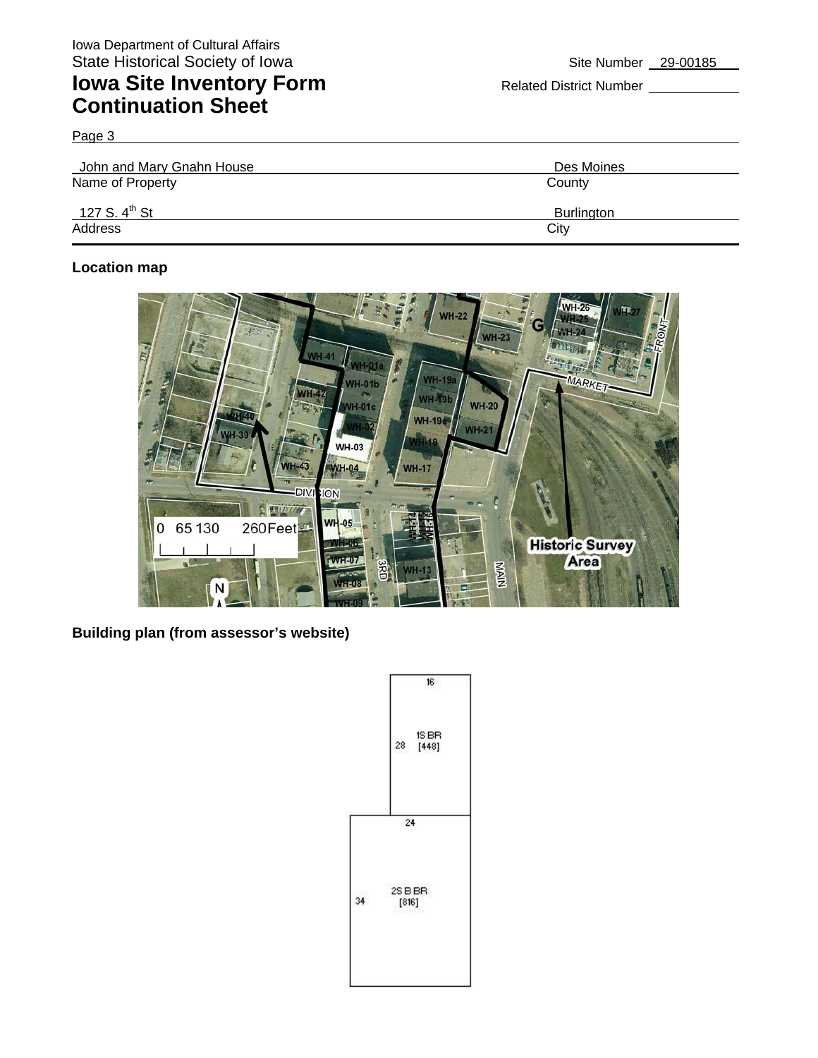Iowa Department of Cultural Affairs
State Historical Society of Iowa

# Iowa Site Inventory Form Continuation Sheet

Site Number 29-00185

Related District Number

Page 3

| John and Mary Gnahn House | Des Moines |
|---|---|
| Name of Property | County |
| 127 S. $4^{th}$ St | Burlington |
| Address | City |

**Location map**

**Building plan (from assessor's website)**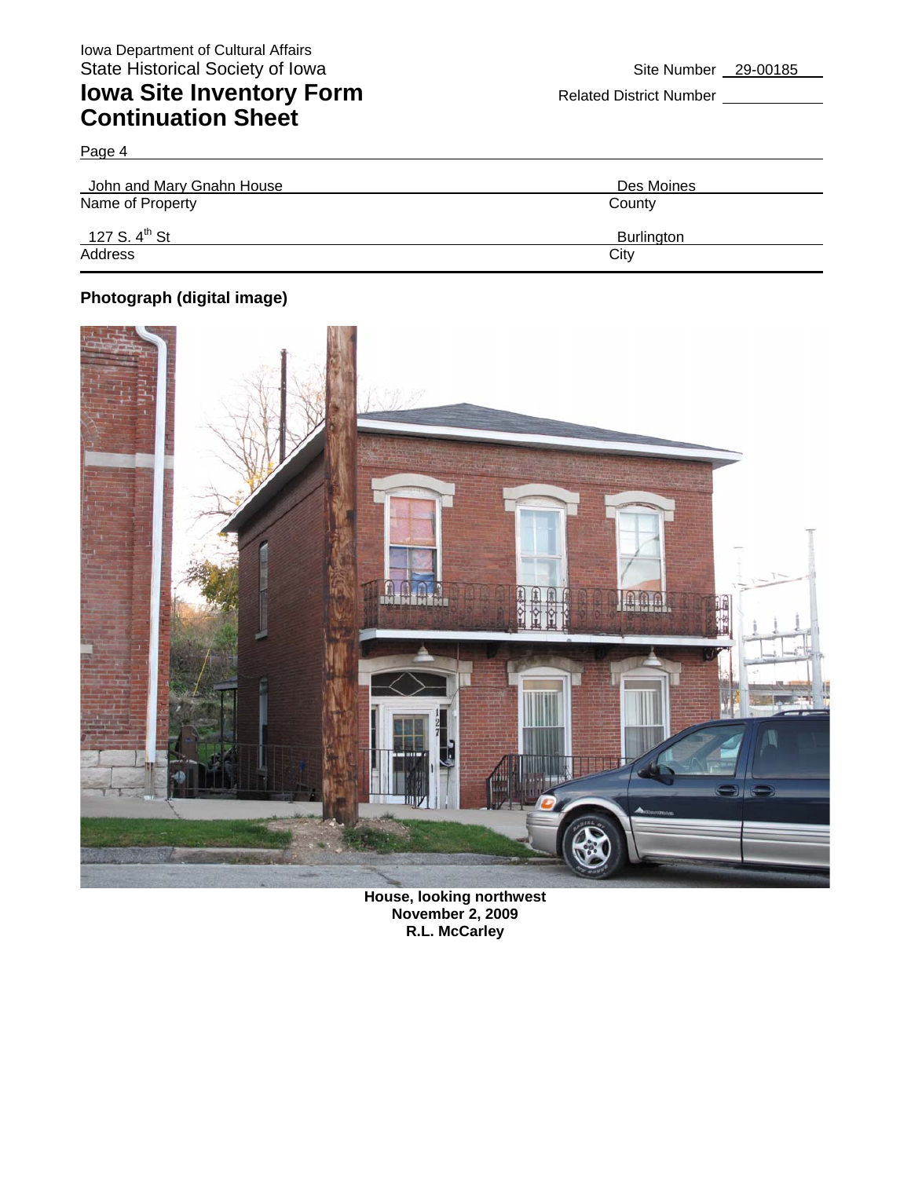Iowa Department of Cultural Affairs
State Historical Society of Iowa

# Iowa Site Inventory Form
## Continuation Sheet

Site Number 29-00185

Related District Number

Page 4

| John and Mary Gnahn House | Des Moines |
|---|---|
| Name of Property | County |
| 127 S. 4th St | Burlington |
| Address | City |

**Photograph (digital image)**

**House, looking northwest**
**November 2, 2009**
**R.L. McCarley**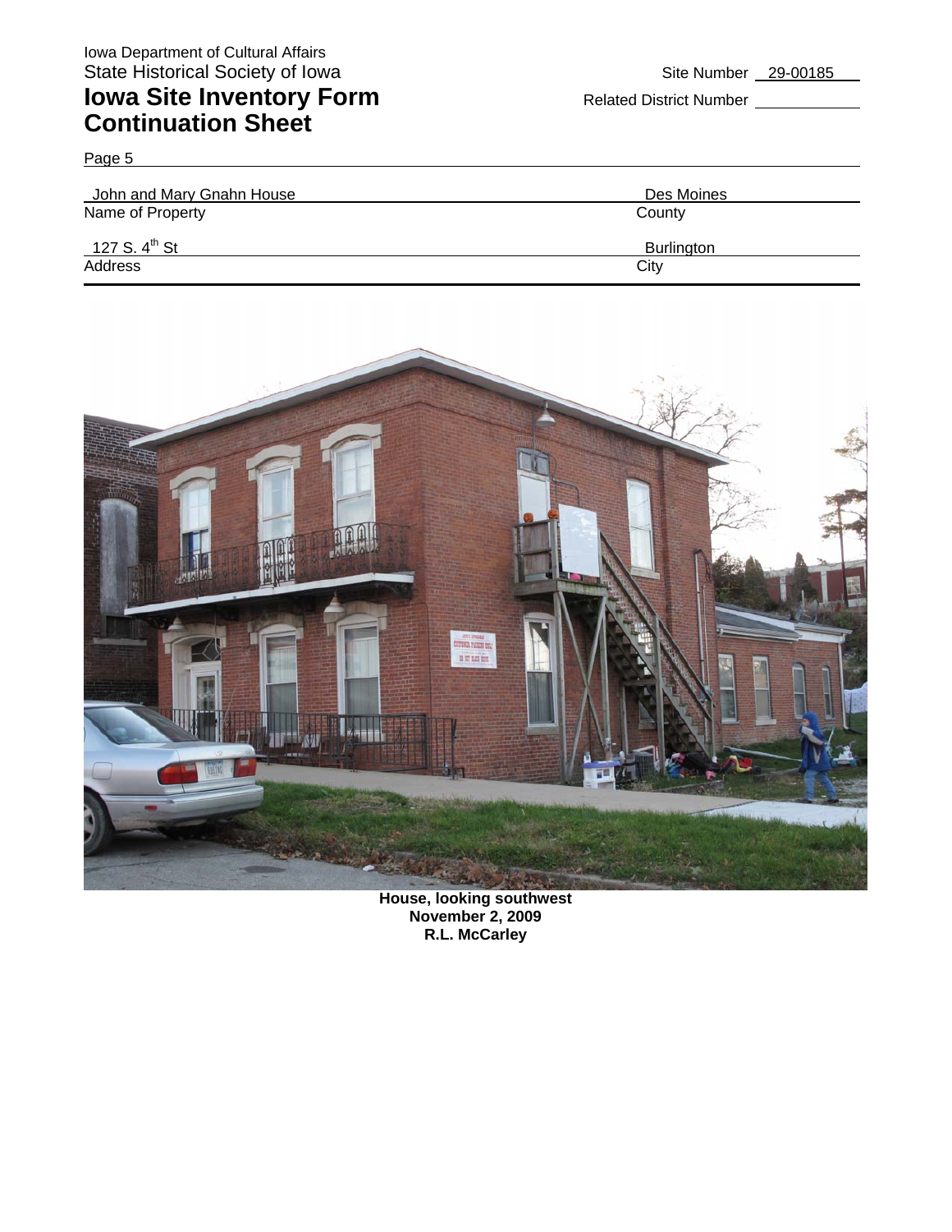Iowa Department of Cultural Affairs
State Historical Society of Iowa

# Iowa Site Inventory Form
# Continuation Sheet

Site Number 29-00185

Related District Number

Page 5

| John and Mary Gnahn House | Des Moines |
| --- | --- |
| Name of Property | County |
| 127 S. 4th St | Burlington |
| Address | City |

**House, looking southwest**
**November 2, 2009**
**R.L. McCarley**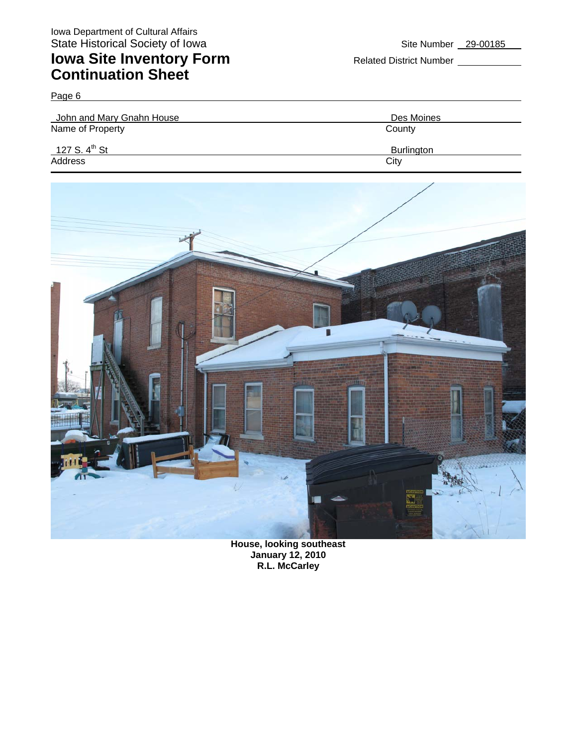Iowa Department of Cultural Affairs
State Historical Society of Iowa

# Iowa Site Inventory Form
# Continuation Sheet

Site Number 29-00185

Related District Number

Page 6

John and Mary Gnahn House
Name of Property

Des Moines
County

127 S. 4th St
Address

Burlington
City

**House, looking southeast**
**January 12, 2010**
**R.L. McCarley**